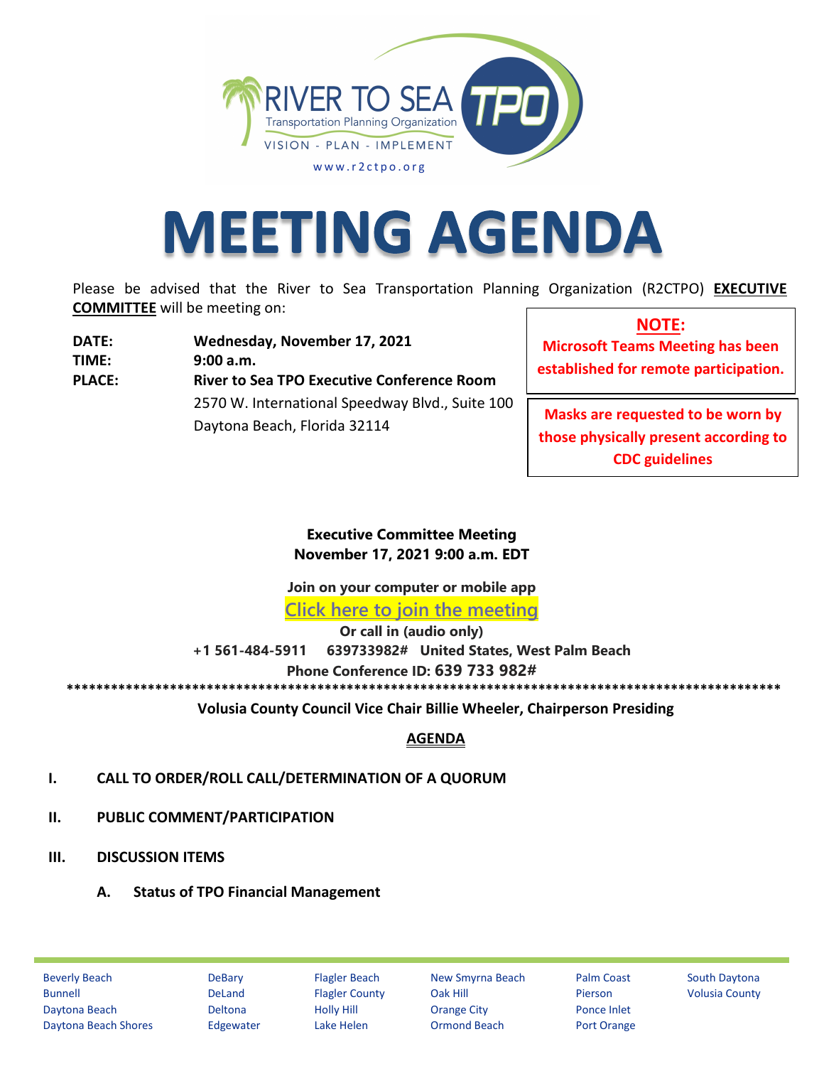RIVER TO SEA TPO
Transportation Planning Organization
VISION - PLAN - IMPLEMENT
www.r2ctpo.org

# MEETING AGENDA

Please be advised that the River to Sea Transportation Planning Organization (R2CTPO) **EXECUTIVE COMMITTEE** will be meeting on:

**DATE:** **Wednesday, November 17, 2021**
**TIME:** **9:00 a.m.**
**PLACE:** **River to Sea TPO Executive Conference Room**
2570 W. International Speedway Blvd., Suite 100
Daytona Beach, Florida 32114

**NOTE:**
**Microsoft Teams Meeting has been established for remote participation.**

**Masks are requested to be worn by those physically present according to CDC guidelines**

**Executive Committee Meeting**
**November 17, 2021 9:00 a.m. EDT**

**Join on your computer or mobile app**
**Click here to join the meeting**
**Or call in (audio only)**
**+1 561-484-5911 639733982# United States, West Palm Beach**
**Phone Conference ID: 639 733 982#**

****************************************************************************************************

**Volusia County Council Vice Chair Billie Wheeler, Chairperson Presiding**

## AGENDA

**I. CALL TO ORDER/ROLL CALL/DETERMINATION OF A QUORUM**

**II. PUBLIC COMMENT/PARTICIPATION**

**III. DISCUSSION ITEMS**

**A. Status of TPO Financial Management**

Beverly Beach, Bunnell, Daytona Beach, Daytona Beach Shores, DeBary, DeLand, Deltona, Edgewater, Flagler Beach, Flagler County, Holly Hill, Lake Helen, New Smyrna Beach, Oak Hill, Orange City, Ormond Beach, Palm Coast, Pierson, Ponce Inlet, Port Orange, South Daytona, Volusia County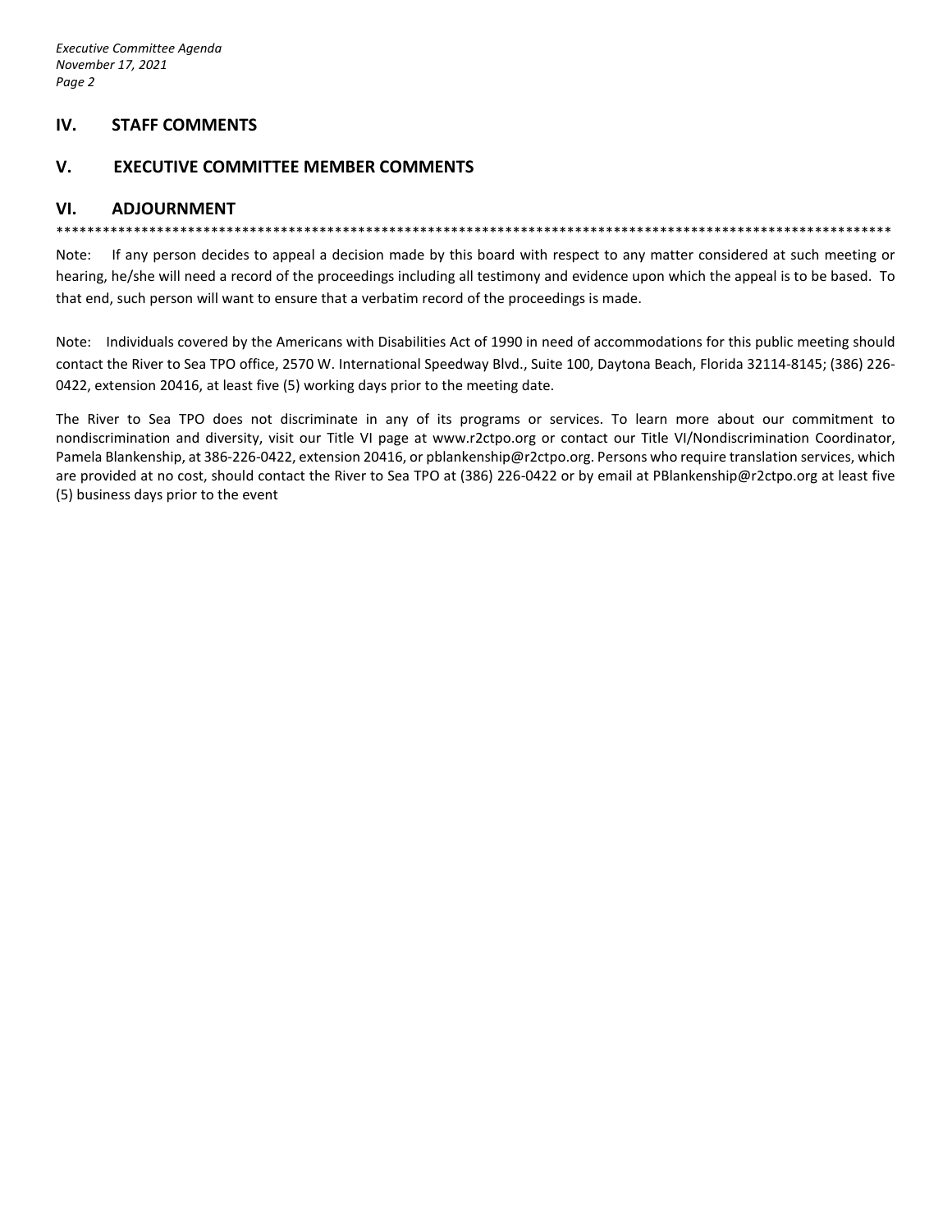## IV. STAFF COMMENTS

## V. EXECUTIVE COMMITTEE MEMBER COMMENTS

## VI. ADJOURNMENT

****************************************************************************************************************

Note: If any person decides to appeal a decision made by this board with respect to any matter considered at such meeting or hearing, he/she will need a record of the proceedings including all testimony and evidence upon which the appeal is to be based. To that end, such person will want to ensure that a verbatim record of the proceedings is made.

Note: Individuals covered by the Americans with Disabilities Act of 1990 in need of accommodations for this public meeting should contact the River to Sea TPO office, 2570 W. International Speedway Blvd., Suite 100, Daytona Beach, Florida 32114-8145; (386) 226-0422, extension 20416, at least five (5) working days prior to the meeting date.

The River to Sea TPO does not discriminate in any of its programs or services. To learn more about our commitment to nondiscrimination and diversity, visit our Title VI page at www.r2ctpo.org or contact our Title VI/Nondiscrimination Coordinator, Pamela Blankenship, at 386-226-0422, extension 20416, or pblankenship@r2ctpo.org. Persons who require translation services, which are provided at no cost, should contact the River to Sea TPO at (386) 226-0422 or by email at PBlankenship@r2ctpo.org at least five (5) business days prior to the event